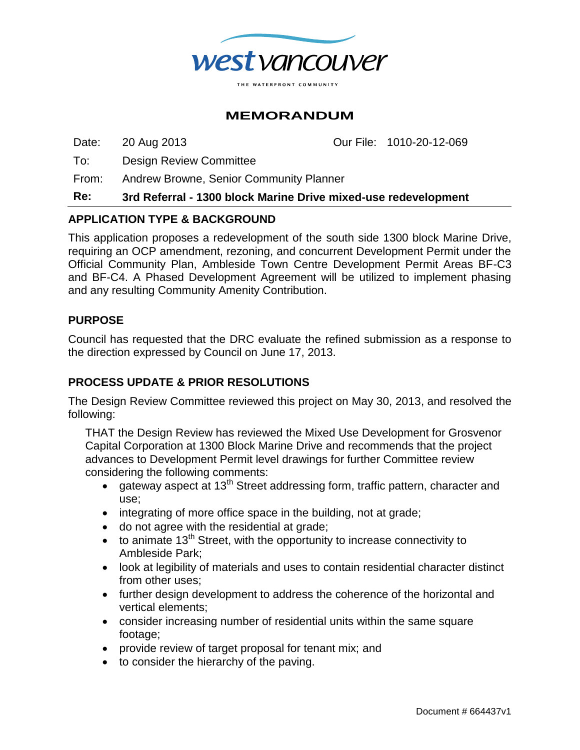west vancouver

THE WATERFRONT COMMUNITY

# MEMORANDUM

Date: 20 Aug 2013 Our File: 1010-20-12-069

To: Design Review Committee

From: Andrew Browne, Senior Community Planner

**Re: 3rd Referral - 1300 block Marine Drive mixed-use redevelopment**

## APPLICATION TYPE & BACKGROUND

This application proposes a redevelopment of the south side 1300 block Marine Drive, requiring an OCP amendment, rezoning, and concurrent Development Permit under the Official Community Plan, Ambleside Town Centre Development Permit Areas BF-C3 and BF-C4. A Phased Development Agreement will be utilized to implement phasing and any resulting Community Amenity Contribution.

## PURPOSE

Council has requested that the DRC evaluate the refined submission as a response to the direction expressed by Council on June 17, 2013.

## PROCESS UPDATE & PRIOR RESOLUTIONS

The Design Review Committee reviewed this project on May 30, 2013, and resolved the following:

> THAT the Design Review has reviewed the Mixed Use Development for Grosvenor Capital Corporation at 1300 Block Marine Drive and recommends that the project advances to Development Permit level drawings for further Committee review considering the following comments:
>
> - gateway aspect at 13th Street addressing form, traffic pattern, character and use;
> - integrating of more office space in the building, not at grade;
> - do not agree with the residential at grade;
> - to animate 13th Street, with the opportunity to increase connectivity to Ambleside Park;
> - look at legibility of materials and uses to contain residential character distinct from other uses;
> - further design development to address the coherence of the horizontal and vertical elements;
> - consider increasing number of residential units within the same square footage;
> - provide review of target proposal for tenant mix; and
> - to consider the hierarchy of the paving.

Document # 664437v1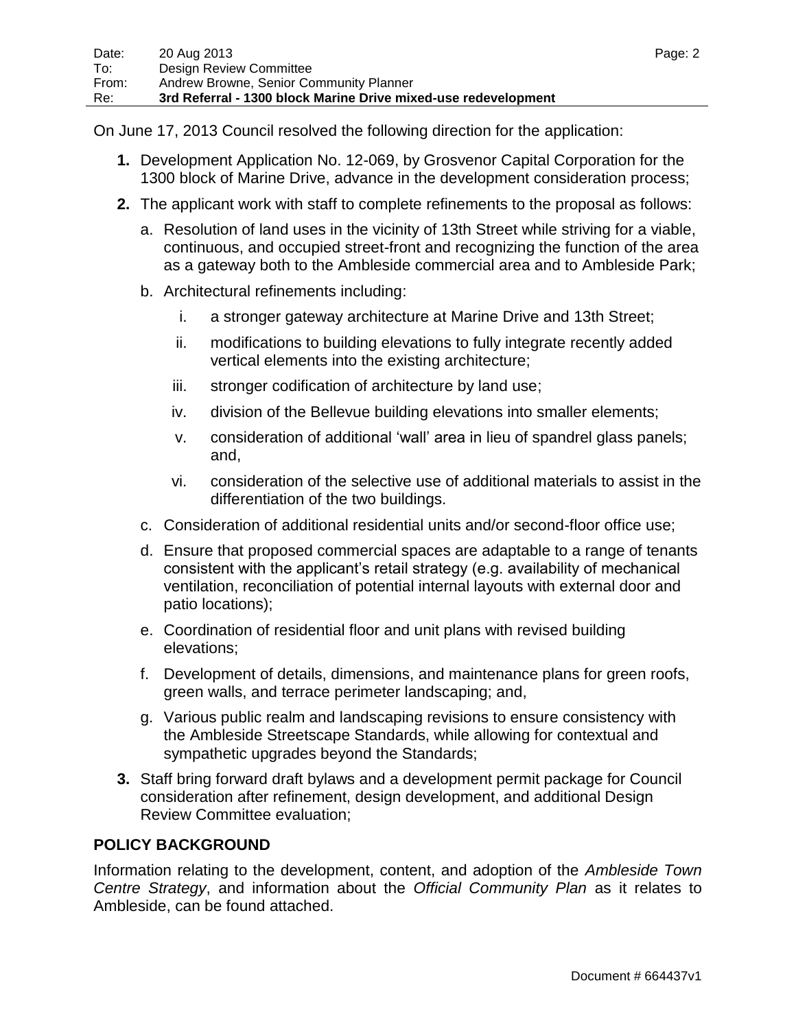On June 17, 2013 Council resolved the following direction for the application:

1. Development Application No. 12-069, by Grosvenor Capital Corporation for the 1300 block of Marine Drive, advance in the development consideration process;
2. The applicant work with staff to complete refinements to the proposal as follows:
   a. Resolution of land uses in the vicinity of 13th Street while striving for a viable, continuous, and occupied street-front and recognizing the function of the area as a gateway both to the Ambleside commercial area and to Ambleside Park;
   b. Architectural refinements including:
      i. a stronger gateway architecture at Marine Drive and 13th Street;
      ii. modifications to building elevations to fully integrate recently added vertical elements into the existing architecture;
      iii. stronger codification of architecture by land use;
      iv. division of the Bellevue building elevations into smaller elements;
      v. consideration of additional 'wall' area in lieu of spandrel glass panels; and,
      vi. consideration of the selective use of additional materials to assist in the differentiation of the two buildings.
   c. Consideration of additional residential units and/or second-floor office use;
   d. Ensure that proposed commercial spaces are adaptable to a range of tenants consistent with the applicant's retail strategy (e.g. availability of mechanical ventilation, reconciliation of potential internal layouts with external door and patio locations);
   e. Coordination of residential floor and unit plans with revised building elevations;
   f. Development of details, dimensions, and maintenance plans for green roofs, green walls, and terrace perimeter landscaping; and,
   g. Various public realm and landscaping revisions to ensure consistency with the Ambleside Streetscape Standards, while allowing for contextual and sympathetic upgrades beyond the Standards;
3. Staff bring forward draft bylaws and a development permit package for Council consideration after refinement, design development, and additional Design Review Committee evaluation;

## POLICY BACKGROUND

Information relating to the development, content, and adoption of the *Ambleside Town Centre Strategy*, and information about the *Official Community Plan* as it relates to Ambleside, can be found attached.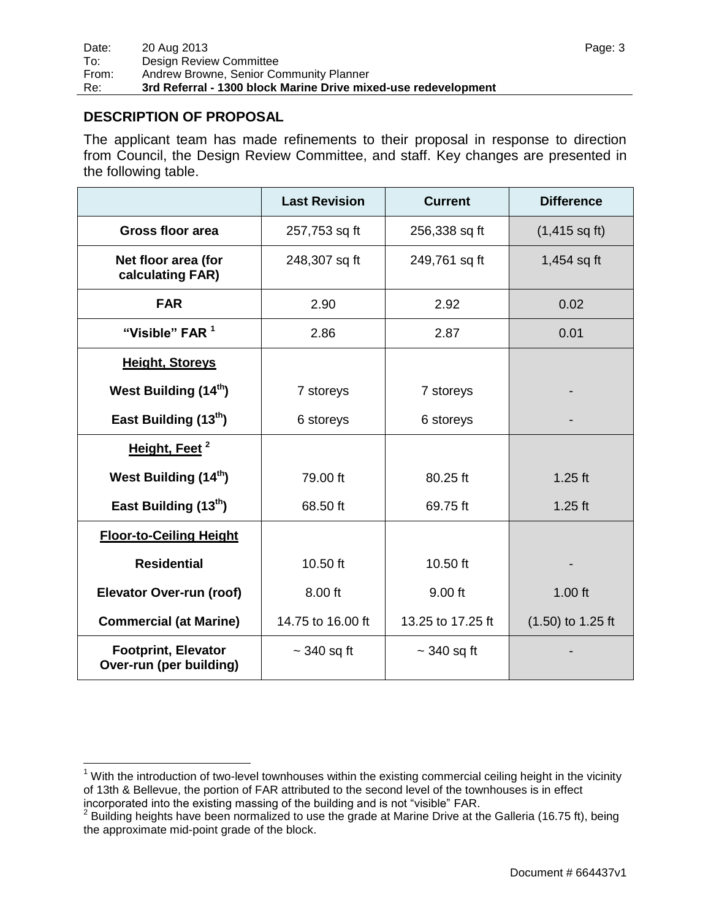## DESCRIPTION OF PROPOSAL

The applicant team has made refinements to their proposal in response to direction from Council, the Design Review Committee, and staff. Key changes are presented in the following table.

| | Last Revision | Current | Difference |
|---|---|---|---|
| **Gross floor area** | 257,753 sq ft | 256,338 sq ft | (1,415 sq ft) |
| **Net floor area (for calculating FAR)** | 248,307 sq ft | 249,761 sq ft | 1,454 sq ft |
| **FAR** | 2.90 | 2.92 | 0.02 |
| **“Visible” FAR [1]** | 2.86 | 2.87 | 0.01 |
| **Height, Storeys** | | | |
| **West Building (14th)** | 7 storeys | 7 storeys | - |
| **East Building (13th)** | 6 storeys | 6 storeys | - |
| **Height, Feet [2]** | | | |
| **West Building (14th)** | 79.00 ft | 80.25 ft | 1.25 ft |
| **East Building (13th)** | 68.50 ft | 69.75 ft | 1.25 ft |
| **Floor-to-Ceiling Height** | | | |
| **Residential** | 10.50 ft | 10.50 ft | - |
| **Elevator Over-run (roof)** | 8.00 ft | 9.00 ft | 1.00 ft |
| **Commercial (at Marine)** | 14.75 to 16.00 ft | 13.25 to 17.25 ft | (1.50) to 1.25 ft |
| **Footprint, Elevator Over-run (per building)** | ~ 340 sq ft | ~ 340 sq ft | - |

[1] With the introduction of two-level townhouses within the existing commercial ceiling height in the vicinity of 13th & Bellevue, the portion of FAR attributed to the second level of the townhouses is in effect incorporated into the existing massing of the building and is not “visible” FAR.

[2] Building heights have been normalized to use the grade at Marine Drive at the Galleria (16.75 ft), being the approximate mid-point grade of the block.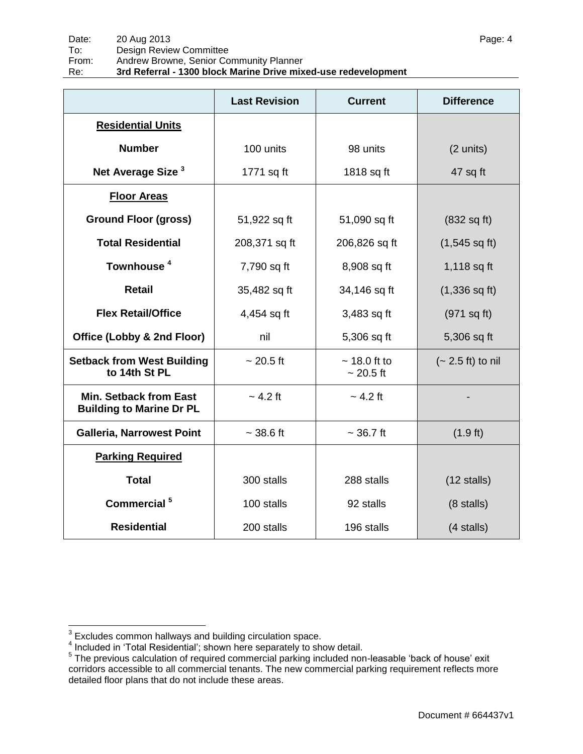| | Last Revision | Current | Difference |
|---|---|---|---|
| **Residential Units** | | | |
| **Number** | 100 units | 98 units | (2 units) |
| **Net Average Size** [3] | 1771 sq ft | 1818 sq ft | 47 sq ft |
| **Floor Areas** | | | |
| **Ground Floor (gross)** | 51,922 sq ft | 51,090 sq ft | (832 sq ft) |
| **Total Residential** | 208,371 sq ft | 206,826 sq ft | (1,545 sq ft) |
| **Townhouse** [4] | 7,790 sq ft | 8,908 sq ft | 1,118 sq ft |
| **Retail** | 35,482 sq ft | 34,146 sq ft | (1,336 sq ft) |
| **Flex Retail/Office** | 4,454 sq ft | 3,483 sq ft | (971 sq ft) |
| **Office (Lobby & 2nd Floor)** | nil | 5,306 sq ft | 5,306 sq ft |
| **Setback from West Building to 14th St PL** | ~ 20.5 ft | ~ 18.0 ft to ~ 20.5 ft | (~ 2.5 ft) to nil |
| **Min. Setback from East Building to Marine Dr PL** | ~ 4.2 ft | ~ 4.2 ft | - |
| **Galleria, Narrowest Point** | ~ 38.6 ft | ~ 36.7 ft | (1.9 ft) |
| **Parking Required** | | | |
| **Total** | 300 stalls | 288 stalls | (12 stalls) |
| **Commercial** [5] | 100 stalls | 92 stalls | (8 stalls) |
| **Residential** | 200 stalls | 196 stalls | (4 stalls) |

[3] Excludes common hallways and building circulation space.

[4] Included in 'Total Residential'; shown here separately to show detail.

[5] The previous calculation of required commercial parking included non-leasable 'back of house' exit corridors accessible to all commercial tenants. The new commercial parking requirement reflects more detailed floor plans that do not include these areas.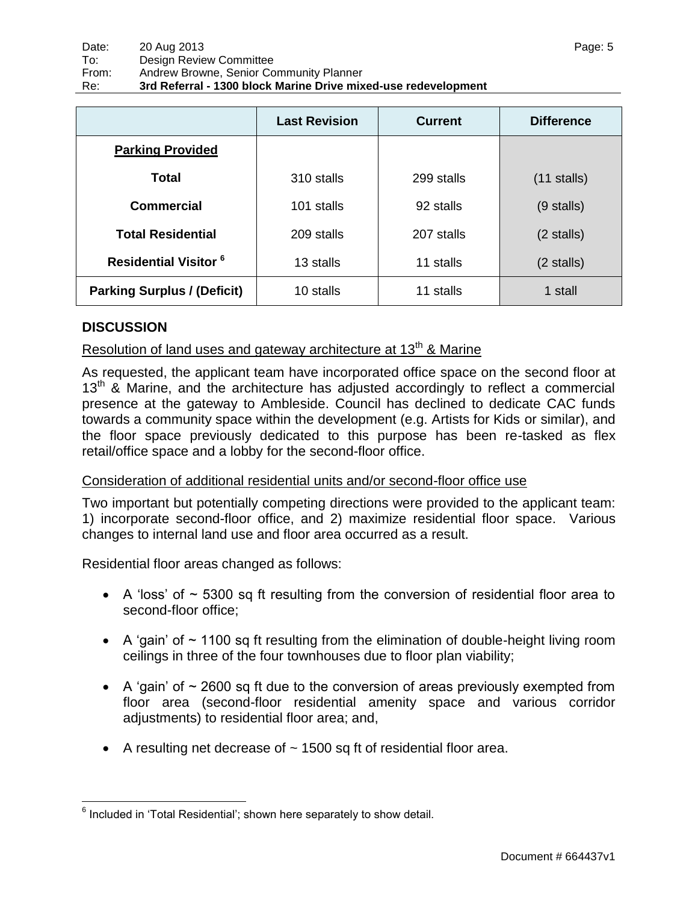| | Last Revision | Current | Difference |
|---|---|---|---|
| **Parking Provided** | | | |
| **Total** | 310 stalls | 299 stalls | (11 stalls) |
| **Commercial** | 101 stalls | 92 stalls | (9 stalls) |
| **Total Residential** | 209 stalls | 207 stalls | (2 stalls) |
| **Residential Visitor** [6] | 13 stalls | 11 stalls | (2 stalls) |
| **Parking Surplus / (Deficit)** | 10 stalls | 11 stalls | 1 stall |

## DISCUSSION

Resolution of land uses and gateway architecture at 13th & Marine

As requested, the applicant team have incorporated office space on the second floor at 13th & Marine, and the architecture has adjusted accordingly to reflect a commercial presence at the gateway to Ambleside. Council has declined to dedicate CAC funds towards a community space within the development (e.g. Artists for Kids or similar), and the floor space previously dedicated to this purpose has been re-tasked as flex retail/office space and a lobby for the second-floor office.

Consideration of additional residential units and/or second-floor office use

Two important but potentially competing directions were provided to the applicant team: 1) incorporate second-floor office, and 2) maximize residential floor space. Various changes to internal land use and floor area occurred as a result.

Residential floor areas changed as follows:

- A 'loss' of ~ 5300 sq ft resulting from the conversion of residential floor area to second-floor office;
- A 'gain' of ~ 1100 sq ft resulting from the elimination of double-height living room ceilings in three of the four townhouses due to floor plan viability;
- A 'gain' of ~ 2600 sq ft due to the conversion of areas previously exempted from floor area (second-floor residential amenity space and various corridor adjustments) to residential floor area; and,
- A resulting net decrease of ~ 1500 sq ft of residential floor area.

[6] Included in 'Total Residential'; shown here separately to show detail.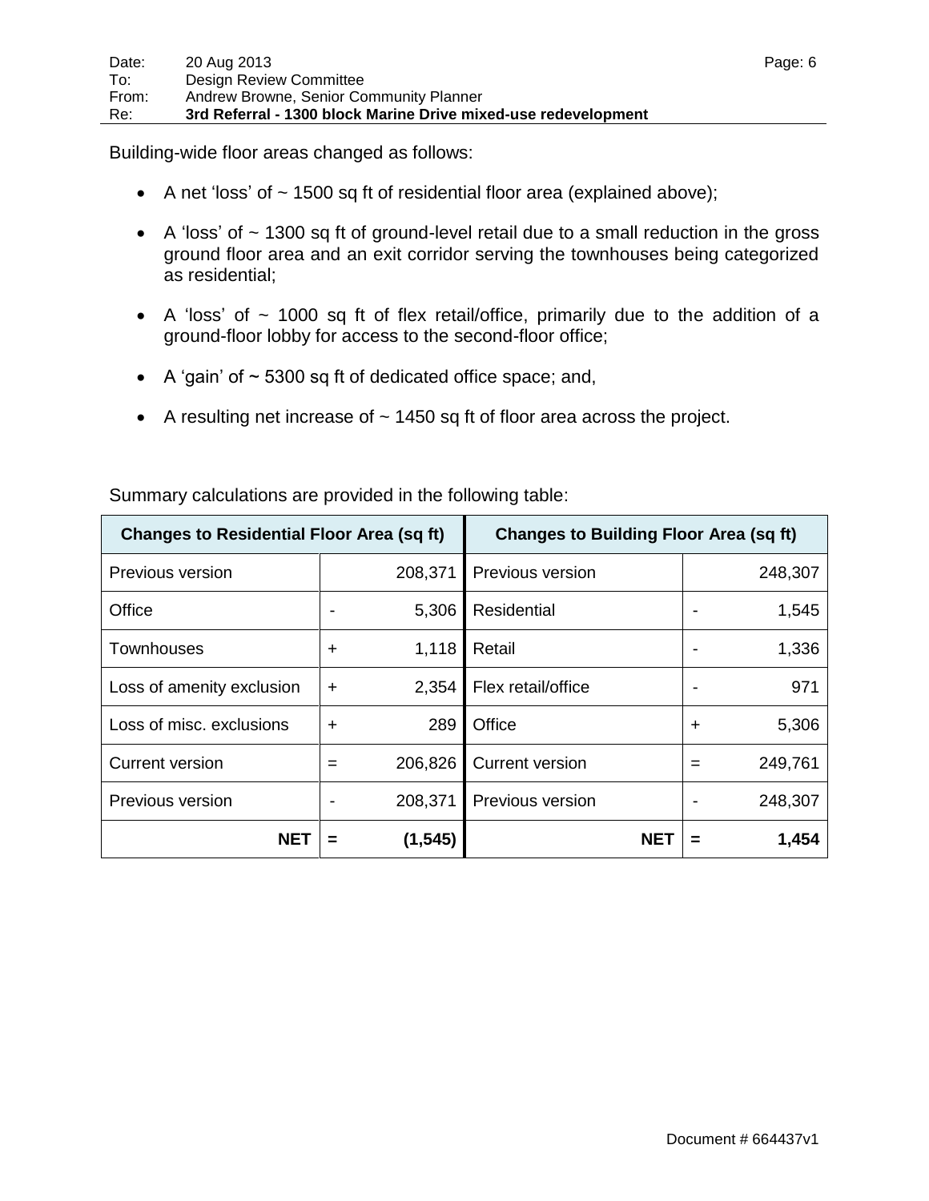Building-wide floor areas changed as follows:

- A net 'loss' of ~ 1500 sq ft of residential floor area (explained above);
- A 'loss' of ~ 1300 sq ft of ground-level retail due to a small reduction in the gross ground floor area and an exit corridor serving the townhouses being categorized as residential;
- A 'loss' of ~ 1000 sq ft of flex retail/office, primarily due to the addition of a ground-floor lobby for access to the second-floor office;
- A 'gain' of ~ 5300 sq ft of dedicated office space; and,
- A resulting net increase of ~ 1450 sq ft of floor area across the project.

Summary calculations are provided in the following table:

| Changes to Residential Floor Area (sq ft) | | | Changes to Building Floor Area (sq ft) | | |
|---|---|---|---|---|---|
| Previous version | | 208,371 | Previous version | | 248,307 |
| Office | - | 5,306 | Residential | - | 1,545 |
| Townhouses | + | 1,118 | Retail | - | 1,336 |
| Loss of amenity exclusion | + | 2,354 | Flex retail/office | - | 971 |
| Loss of misc. exclusions | + | 289 | Office | + | 5,306 |
| Current version | = | 206,826 | Current version | = | 249,761 |
| Previous version | - | 208,371 | Previous version | - | 248,307 |
| **NET** | **=** | **(1,545)** | **NET** | **=** | **1,454** |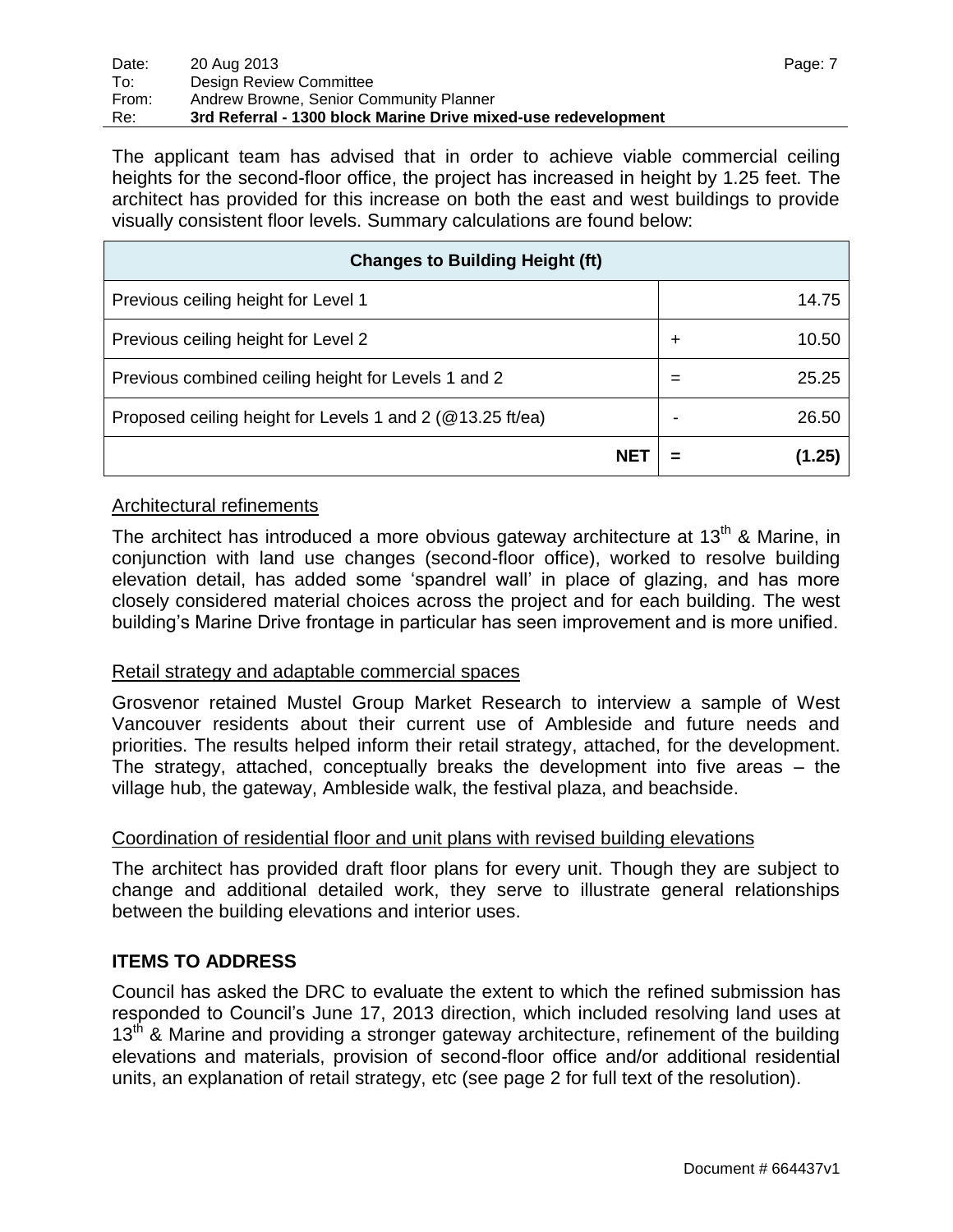The applicant team has advised that in order to achieve viable commercial ceiling heights for the second-floor office, the project has increased in height by 1.25 feet. The architect has provided for this increase on both the east and west buildings to provide visually consistent floor levels. Summary calculations are found below:

| Changes to Building Height (ft) | | |
|---|---|---|
| Previous ceiling height for Level 1 | | 14.75 |
| Previous ceiling height for Level 2 | + | 10.50 |
| Previous combined ceiling height for Levels 1 and 2 | = | 25.25 |
| Proposed ceiling height for Levels 1 and 2 (@13.25 ft/ea) | - | 26.50 |
| **NET** | **=** | **(1.25)** |

<u>Architectural refinements</u>

The architect has introduced a more obvious gateway architecture at 13th & Marine, in conjunction with land use changes (second-floor office), worked to resolve building elevation detail, has added some 'spandrel wall' in place of glazing, and has more closely considered material choices across the project and for each building. The west building's Marine Drive frontage in particular has seen improvement and is more unified.

<u>Retail strategy and adaptable commercial spaces</u>

Grosvenor retained Mustel Group Market Research to interview a sample of West Vancouver residents about their current use of Ambleside and future needs and priorities. The results helped inform their retail strategy, attached, for the development. The strategy, attached, conceptually breaks the development into five areas – the village hub, the gateway, Ambleside walk, the festival plaza, and beachside.

<u>Coordination of residential floor and unit plans with revised building elevations</u>

The architect has provided draft floor plans for every unit. Though they are subject to change and additional detailed work, they serve to illustrate general relationships between the building elevations and interior uses.

## ITEMS TO ADDRESS

Council has asked the DRC to evaluate the extent to which the refined submission has responded to Council's June 17, 2013 direction, which included resolving land uses at 13th & Marine and providing a stronger gateway architecture, refinement of the building elevations and materials, provision of second-floor office and/or additional residential units, an explanation of retail strategy, etc (see page 2 for full text of the resolution).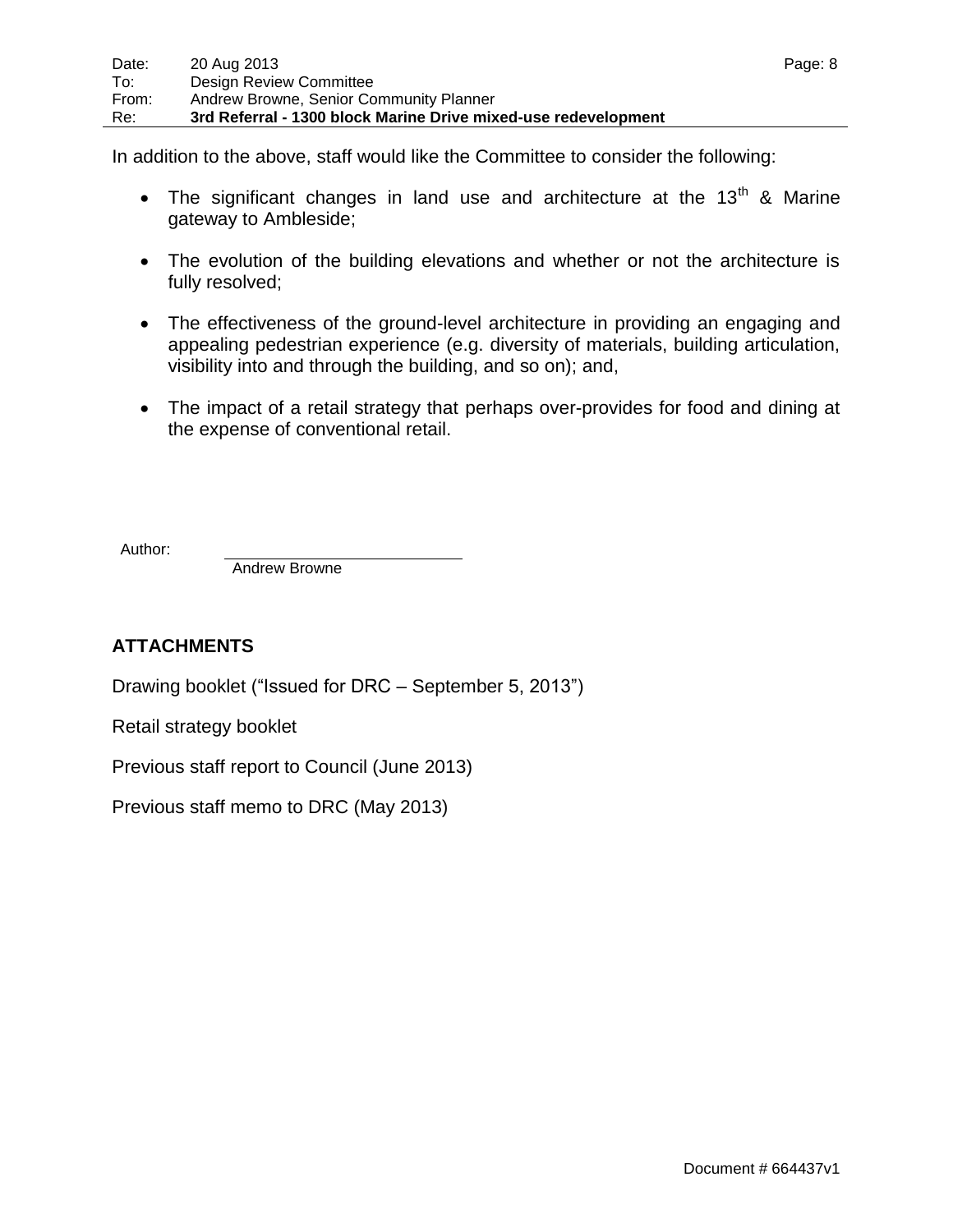In addition to the above, staff would like the Committee to consider the following:

- The significant changes in land use and architecture at the 13th & Marine gateway to Ambleside;
- The evolution of the building elevations and whether or not the architecture is fully resolved;
- The effectiveness of the ground-level architecture in providing an engaging and appealing pedestrian experience (e.g. diversity of materials, building articulation, visibility into and through the building, and so on); and,
- The impact of a retail strategy that perhaps over-provides for food and dining at the expense of conventional retail.

Author:

Andrew Browne

**ATTACHMENTS**

Drawing booklet ("Issued for DRC – September 5, 2013")

Retail strategy booklet

Previous staff report to Council (June 2013)

Previous staff memo to DRC (May 2013)

Document # 664437v1